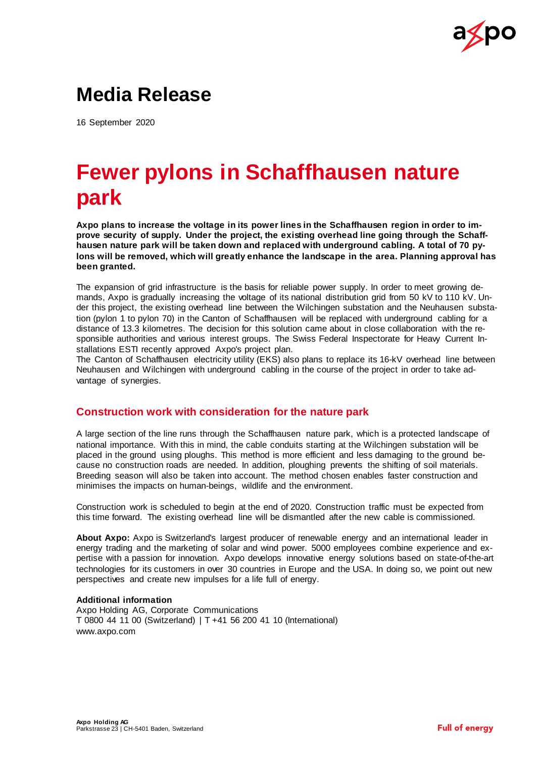# Media Release

16 September 2020

# Fewer pylons in Schaffhausen nature park

**Axpo plans to increase the voltage in its power lines in the Schaffhausen region in order to improve security of supply. Under the project, the existing overhead line going through the Schaffhausen nature park will be taken down and replaced with underground cabling. A total of 70 pylons will be removed, which will greatly enhance the landscape in the area. Planning approval has been granted.**

The expansion of grid infrastructure is the basis for reliable power supply. In order to meet growing demands, Axpo is gradually increasing the voltage of its national distribution grid from 50 kV to 110 kV. Under this project, the existing overhead line between the Wilchingen substation and the Neuhausen substation (pylon 1 to pylon 70) in the Canton of Schaffhausen will be replaced with underground cabling for a distance of 13.3 kilometres. The decision for this solution came about in close collaboration with the responsible authorities and various interest groups. The Swiss Federal Inspectorate for Heavy Current Installations ESTI recently approved Axpo's project plan.
The Canton of Schaffhausen electricity utility (EKS) also plans to replace its 16-kV overhead line between Neuhausen and Wilchingen with underground cabling in the course of the project in order to take advantage of synergies.

## Construction work with consideration for the nature park

A large section of the line runs through the Schaffhausen nature park, which is a protected landscape of national importance. With this in mind, the cable conduits starting at the Wilchingen substation will be placed in the ground using ploughs. This method is more efficient and less damaging to the ground because no construction roads are needed. In addition, ploughing prevents the shifting of soil materials. Breeding season will also be taken into account. The method chosen enables faster construction and minimises the impacts on human-beings, wildlife and the environment.

Construction work is scheduled to begin at the end of 2020. Construction traffic must be expected from this time forward. The existing overhead line will be dismantled after the new cable is commissioned.

**About Axpo:** Axpo is Switzerland's largest producer of renewable energy and an international leader in energy trading and the marketing of solar and wind power. 5000 employees combine experience and expertise with a passion for innovation. Axpo develops innovative energy solutions based on state-of-the-art technologies for its customers in over 30 countries in Europe and the USA. In doing so, we point out new perspectives and create new impulses for a life full of energy.

**Additional information**
Axpo Holding AG, Corporate Communications
T 0800 44 11 00 (Switzerland) | T +41 56 200 41 10 (International)
www.axpo.com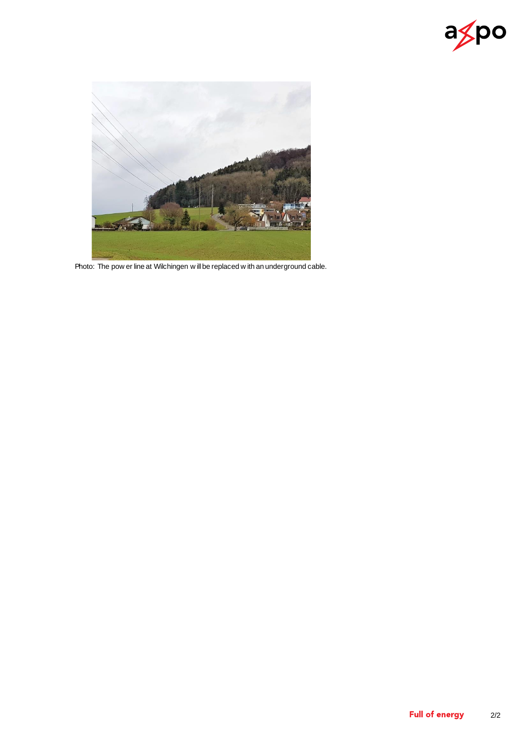Photo: The power line at Wilchingen will be replaced with an underground cable.